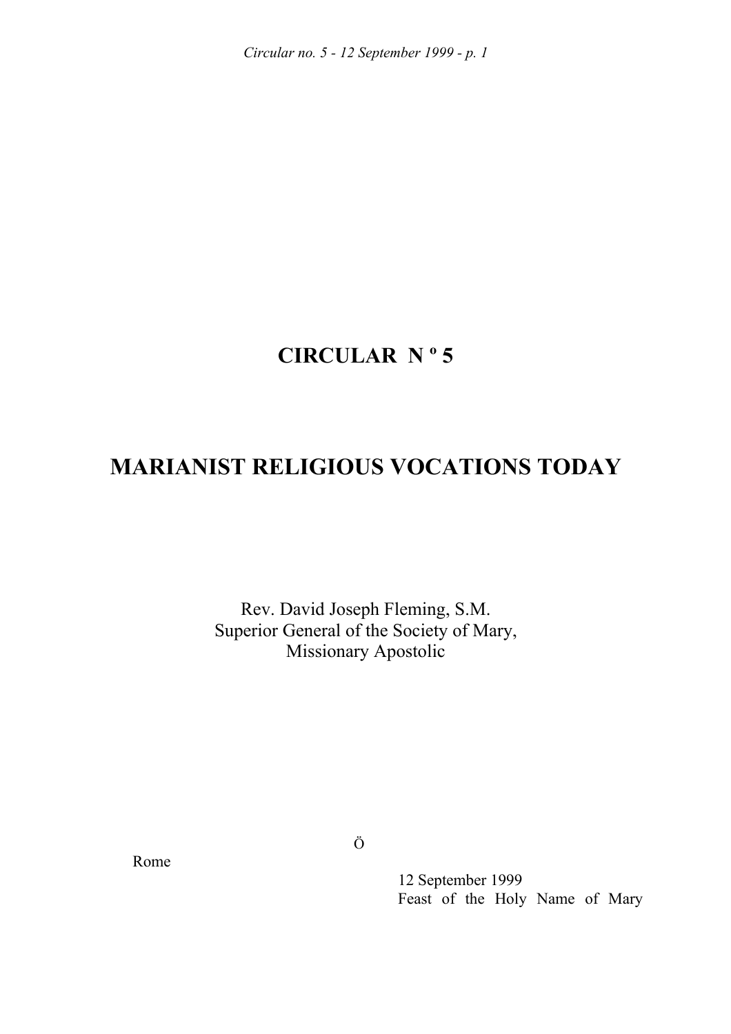# CIRCULAR N º 5

# MARIANIST RELIGIOUS VOCATIONS TODAY

Rev. David Joseph Fleming, S.M.
Superior General of the Society of Mary,
Missionary Apostolic

Ö

Rome

12 September 1999
Feast of the Holy Name of Mary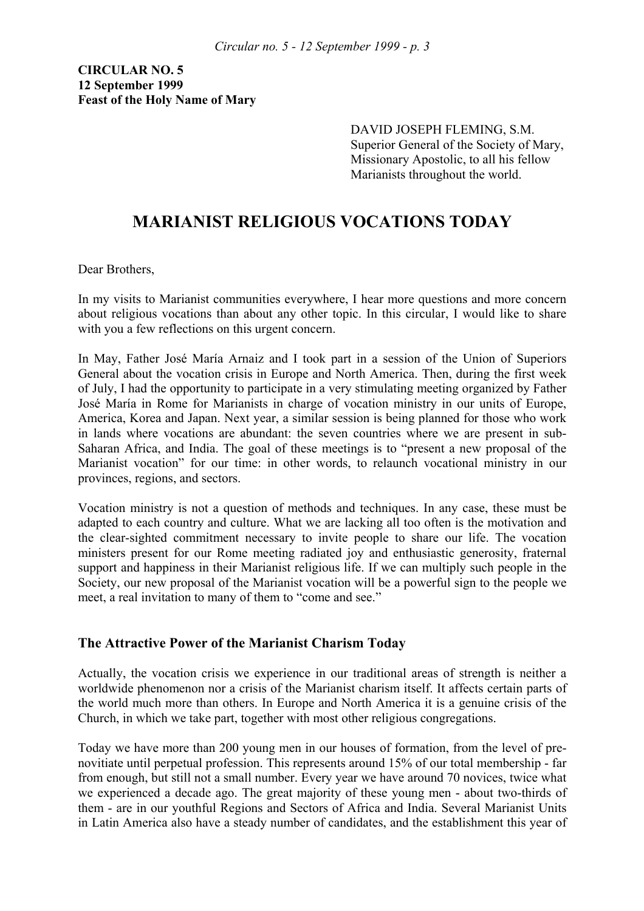**CIRCULAR NO. 5**
**12 September 1999**
**Feast of the Holy Name of Mary**

DAVID JOSEPH FLEMING, S.M.
Superior General of the Society of Mary, Missionary Apostolic, to all his fellow Marianists throughout the world.

# MARIANIST RELIGIOUS VOCATIONS TODAY

Dear Brothers,

In my visits to Marianist communities everywhere, I hear more questions and more concern about religious vocations than about any other topic. In this circular, I would like to share with you a few reflections on this urgent concern.

In May, Father José María Arnaiz and I took part in a session of the Union of Superiors General about the vocation crisis in Europe and North America. Then, during the first week of July, I had the opportunity to participate in a very stimulating meeting organized by Father José María in Rome for Marianists in charge of vocation ministry in our units of Europe, America, Korea and Japan. Next year, a similar session is being planned for those who work in lands where vocations are abundant: the seven countries where we are present in sub-Saharan Africa, and India. The goal of these meetings is to "present a new proposal of the Marianist vocation" for our time: in other words, to relaunch vocational ministry in our provinces, regions, and sectors.

Vocation ministry is not a question of methods and techniques. In any case, these must be adapted to each country and culture. What we are lacking all too often is the motivation and the clear-sighted commitment necessary to invite people to share our life. The vocation ministers present for our Rome meeting radiated joy and enthusiastic generosity, fraternal support and happiness in their Marianist religious life. If we can multiply such people in the Society, our new proposal of the Marianist vocation will be a powerful sign to the people we meet, a real invitation to many of them to "come and see."

## The Attractive Power of the Marianist Charism Today

Actually, the vocation crisis we experience in our traditional areas of strength is neither a worldwide phenomenon nor a crisis of the Marianist charism itself. It affects certain parts of the world much more than others. In Europe and North America it is a genuine crisis of the Church, in which we take part, together with most other religious congregations.

Today we have more than 200 young men in our houses of formation, from the level of pre-novitiate until perpetual profession. This represents around 15% of our total membership - far from enough, but still not a small number. Every year we have around 70 novices, twice what we experienced a decade ago. The great majority of these young men - about two-thirds of them - are in our youthful Regions and Sectors of Africa and India. Several Marianist Units in Latin America also have a steady number of candidates, and the establishment this year of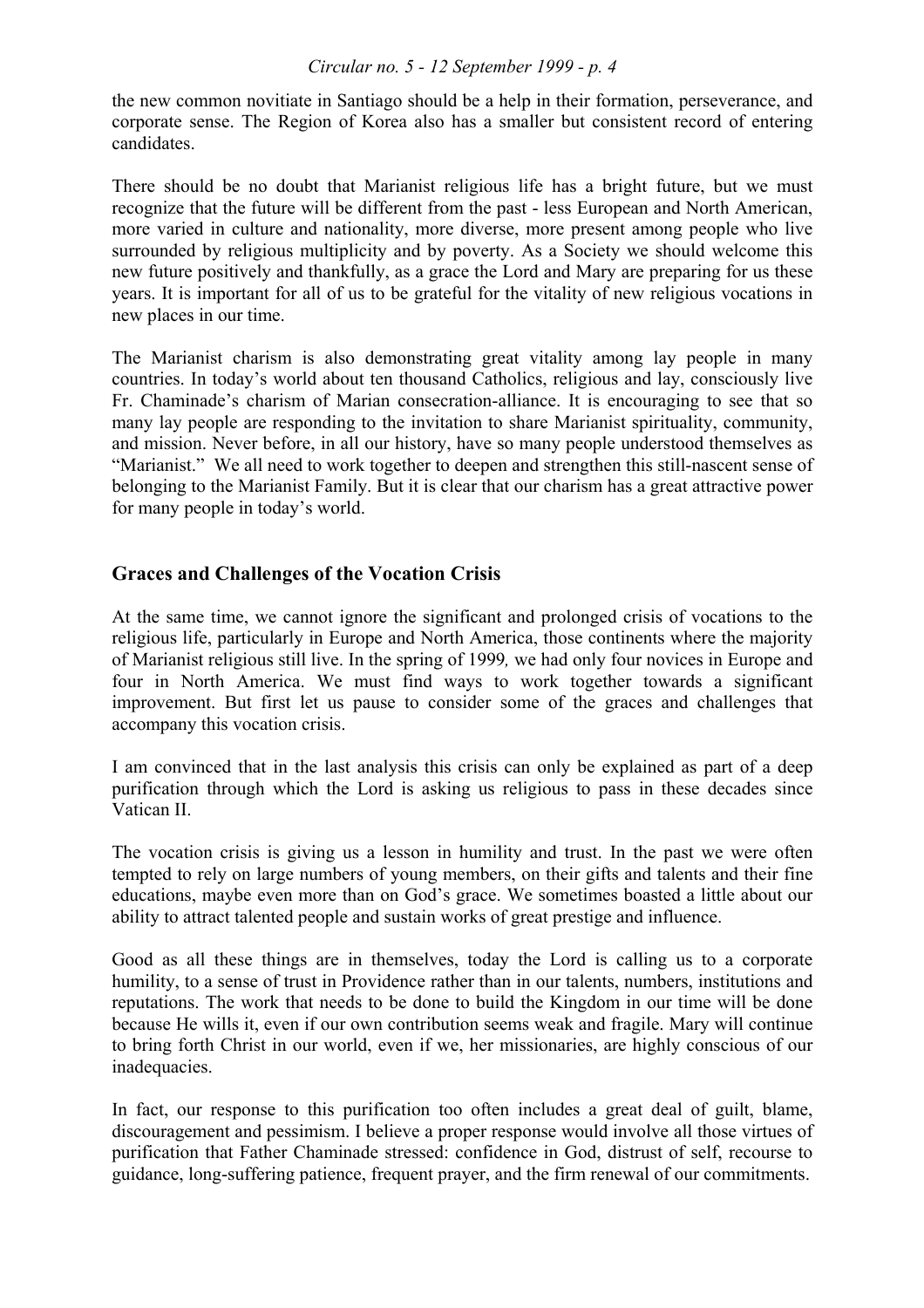the new common novitiate in Santiago should be a help in their formation, perseverance, and corporate sense. The Region of Korea also has a smaller but consistent record of entering candidates.

There should be no doubt that Marianist religious life has a bright future, but we must recognize that the future will be different from the past - less European and North American, more varied in culture and nationality, more diverse, more present among people who live surrounded by religious multiplicity and by poverty. As a Society we should welcome this new future positively and thankfully, as a grace the Lord and Mary are preparing for us these years. It is important for all of us to be grateful for the vitality of new religious vocations in new places in our time.

The Marianist charism is also demonstrating great vitality among lay people in many countries. In today's world about ten thousand Catholics, religious and lay, consciously live Fr. Chaminade's charism of Marian consecration-alliance. It is encouraging to see that so many lay people are responding to the invitation to share Marianist spirituality, community, and mission. Never before, in all our history, have so many people understood themselves as "Marianist." We all need to work together to deepen and strengthen this still-nascent sense of belonging to the Marianist Family. But it is clear that our charism has a great attractive power for many people in today's world.

## Graces and Challenges of the Vocation Crisis

At the same time, we cannot ignore the significant and prolonged crisis of vocations to the religious life, particularly in Europe and North America, those continents where the majority of Marianist religious still live. In the spring of 1999*,* we had only four novices in Europe and four in North America. We must find ways to work together towards a significant improvement. But first let us pause to consider some of the graces and challenges that accompany this vocation crisis.

I am convinced that in the last analysis this crisis can only be explained as part of a deep purification through which the Lord is asking us religious to pass in these decades since Vatican II.

The vocation crisis is giving us a lesson in humility and trust. In the past we were often tempted to rely on large numbers of young members, on their gifts and talents and their fine educations, maybe even more than on God's grace. We sometimes boasted a little about our ability to attract talented people and sustain works of great prestige and influence.

Good as all these things are in themselves, today the Lord is calling us to a corporate humility, to a sense of trust in Providence rather than in our talents, numbers, institutions and reputations. The work that needs to be done to build the Kingdom in our time will be done because He wills it, even if our own contribution seems weak and fragile. Mary will continue to bring forth Christ in our world, even if we, her missionaries, are highly conscious of our inadequacies.

In fact, our response to this purification too often includes a great deal of guilt, blame, discouragement and pessimism. I believe a proper response would involve all those virtues of purification that Father Chaminade stressed: confidence in God, distrust of self, recourse to guidance, long-suffering patience, frequent prayer, and the firm renewal of our commitments.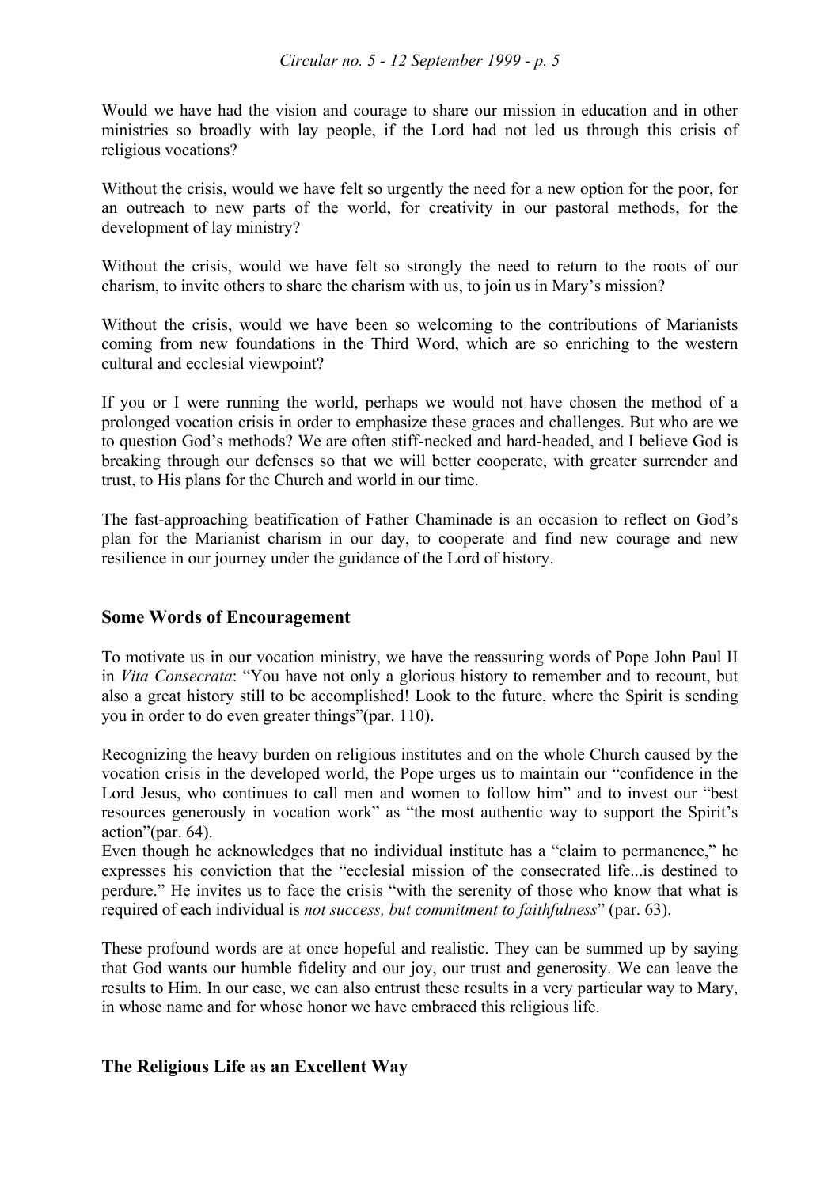Would we have had the vision and courage to share our mission in education and in other ministries so broadly with lay people, if the Lord had not led us through this crisis of religious vocations?

Without the crisis, would we have felt so urgently the need for a new option for the poor, for an outreach to new parts of the world, for creativity in our pastoral methods, for the development of lay ministry?

Without the crisis, would we have felt so strongly the need to return to the roots of our charism, to invite others to share the charism with us, to join us in Mary's mission?

Without the crisis, would we have been so welcoming to the contributions of Marianists coming from new foundations in the Third Word, which are so enriching to the western cultural and ecclesial viewpoint?

If you or I were running the world, perhaps we would not have chosen the method of a prolonged vocation crisis in order to emphasize these graces and challenges. But who are we to question God's methods? We are often stiff-necked and hard-headed, and I believe God is breaking through our defenses so that we will better cooperate, with greater surrender and trust, to His plans for the Church and world in our time.

The fast-approaching beatification of Father Chaminade is an occasion to reflect on God's plan for the Marianist charism in our day, to cooperate and find new courage and new resilience in our journey under the guidance of the Lord of history.

### Some Words of Encouragement

To motivate us in our vocation ministry, we have the reassuring words of Pope John Paul II in *Vita Consecrata*: "You have not only a glorious history to remember and to recount, but also a great history still to be accomplished! Look to the future, where the Spirit is sending you in order to do even greater things"(par. 110).

Recognizing the heavy burden on religious institutes and on the whole Church caused by the vocation crisis in the developed world, the Pope urges us to maintain our "confidence in the Lord Jesus, who continues to call men and women to follow him" and to invest our "best resources generously in vocation work" as "the most authentic way to support the Spirit's action"(par. 64).
Even though he acknowledges that no individual institute has a "claim to permanence," he expresses his conviction that the "ecclesial mission of the consecrated life...is destined to perdure." He invites us to face the crisis "with the serenity of those who know that what is required of each individual is *not success, but commitment to faithfulness*" (par. 63).

These profound words are at once hopeful and realistic. They can be summed up by saying that God wants our humble fidelity and our joy, our trust and generosity. We can leave the results to Him. In our case, we can also entrust these results in a very particular way to Mary, in whose name and for whose honor we have embraced this religious life.

### The Religious Life as an Excellent Way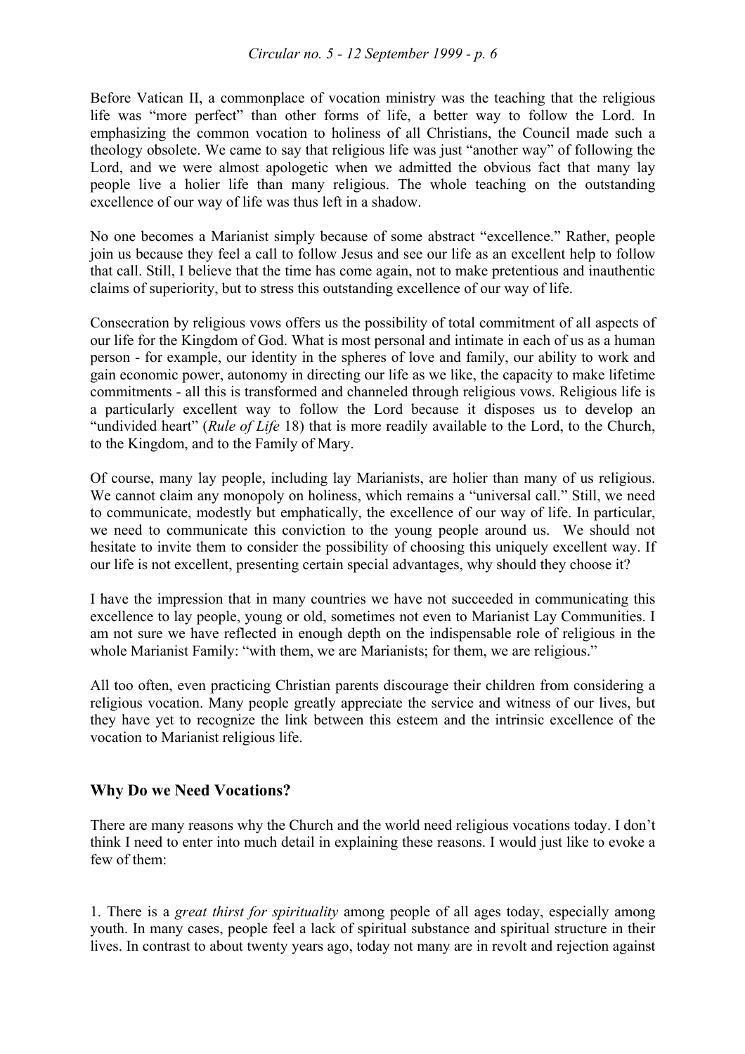Before Vatican II, a commonplace of vocation ministry was the teaching that the religious life was "more perfect" than other forms of life, a better way to follow the Lord. In emphasizing the common vocation to holiness of all Christians, the Council made such a theology obsolete. We came to say that religious life was just "another way" of following the Lord, and we were almost apologetic when we admitted the obvious fact that many lay people live a holier life than many religious. The whole teaching on the outstanding excellence of our way of life was thus left in a shadow.

No one becomes a Marianist simply because of some abstract "excellence." Rather, people join us because they feel a call to follow Jesus and see our life as an excellent help to follow that call. Still, I believe that the time has come again, not to make pretentious and inauthentic claims of superiority, but to stress this outstanding excellence of our way of life.

Consecration by religious vows offers us the possibility of total commitment of all aspects of our life for the Kingdom of God. What is most personal and intimate in each of us as a human person - for example, our identity in the spheres of love and family, our ability to work and gain economic power, autonomy in directing our life as we like, the capacity to make lifetime commitments - all this is transformed and channeled through religious vows. Religious life is a particularly excellent way to follow the Lord because it disposes us to develop an "undivided heart" (*Rule of Life* 18) that is more readily available to the Lord, to the Church, to the Kingdom, and to the Family of Mary.

Of course, many lay people, including lay Marianists, are holier than many of us religious. We cannot claim any monopoly on holiness, which remains a "universal call." Still, we need to communicate, modestly but emphatically, the excellence of our way of life. In particular, we need to communicate this conviction to the young people around us. We should not hesitate to invite them to consider the possibility of choosing this uniquely excellent way. If our life is not excellent, presenting certain special advantages, why should they choose it?

I have the impression that in many countries we have not succeeded in communicating this excellence to lay people, young or old, sometimes not even to Marianist Lay Communities. I am not sure we have reflected in enough depth on the indispensable role of religious in the whole Marianist Family: "with them, we are Marianists; for them, we are religious."

All too often, even practicing Christian parents discourage their children from considering a religious vocation. Many people greatly appreciate the service and witness of our lives, but they have yet to recognize the link between this esteem and the intrinsic excellence of the vocation to Marianist religious life.

## Why Do we Need Vocations?

There are many reasons why the Church and the world need religious vocations today. I don't think I need to enter into much detail in explaining these reasons. I would just like to evoke a few of them:

1. There is a *great thirst for spirituality* among people of all ages today, especially among youth. In many cases, people feel a lack of spiritual substance and spiritual structure in their lives. In contrast to about twenty years ago, today not many are in revolt and rejection against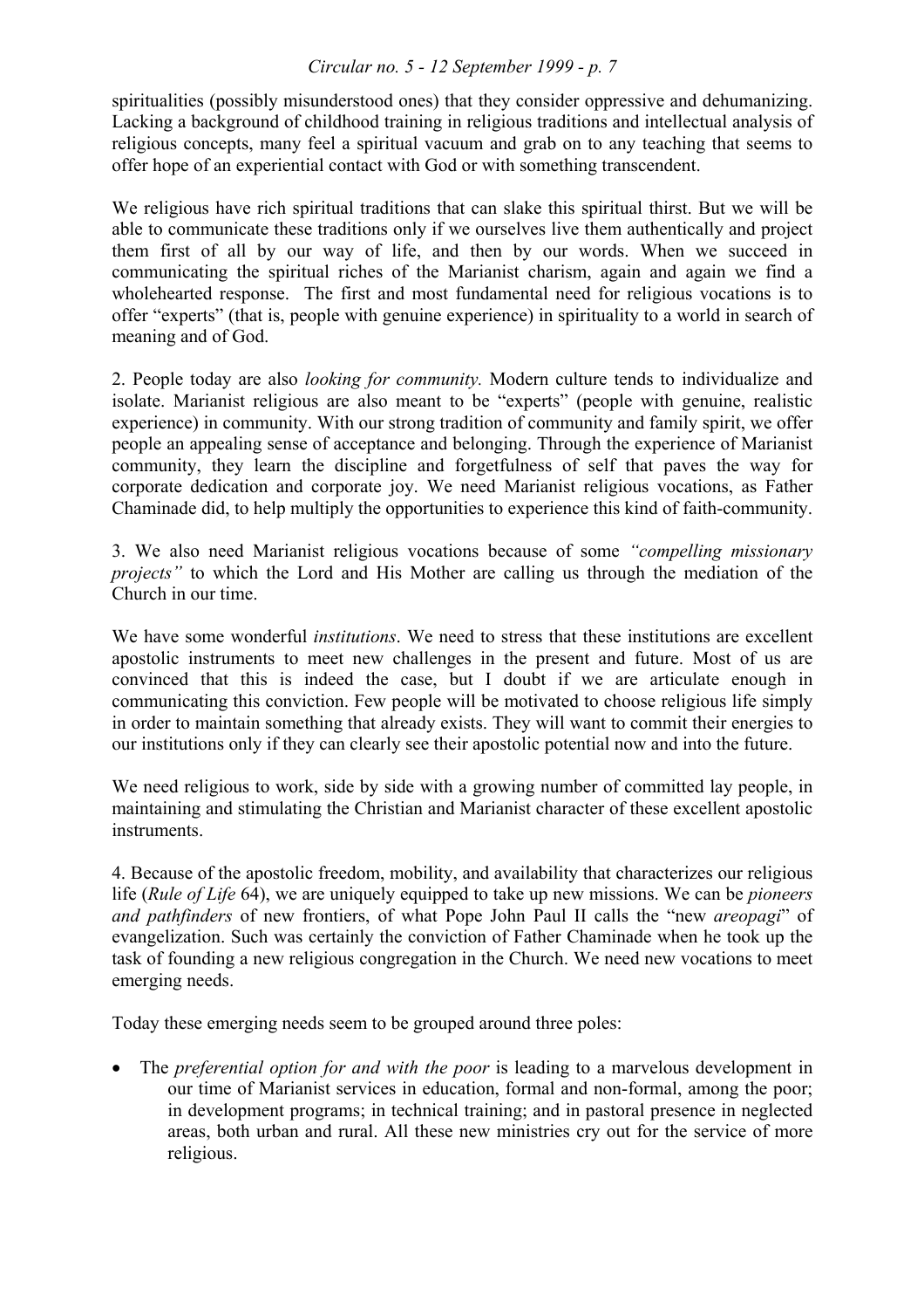spiritualities (possibly misunderstood ones) that they consider oppressive and dehumanizing. Lacking a background of childhood training in religious traditions and intellectual analysis of religious concepts, many feel a spiritual vacuum and grab on to any teaching that seems to offer hope of an experiential contact with God or with something transcendent.

We religious have rich spiritual traditions that can slake this spiritual thirst. But we will be able to communicate these traditions only if we ourselves live them authentically and project them first of all by our way of life, and then by our words. When we succeed in communicating the spiritual riches of the Marianist charism, again and again we find a wholehearted response. The first and most fundamental need for religious vocations is to offer "experts" (that is, people with genuine experience) in spirituality to a world in search of meaning and of God.

2. People today are also *looking for community.* Modern culture tends to individualize and isolate. Marianist religious are also meant to be "experts" (people with genuine, realistic experience) in community. With our strong tradition of community and family spirit, we offer people an appealing sense of acceptance and belonging. Through the experience of Marianist community, they learn the discipline and forgetfulness of self that paves the way for corporate dedication and corporate joy. We need Marianist religious vocations, as Father Chaminade did, to help multiply the opportunities to experience this kind of faith-community.

3. We also need Marianist religious vocations because of some *"compelling missionary projects"* to which the Lord and His Mother are calling us through the mediation of the Church in our time.

We have some wonderful *institutions*. We need to stress that these institutions are excellent apostolic instruments to meet new challenges in the present and future. Most of us are convinced that this is indeed the case, but I doubt if we are articulate enough in communicating this conviction. Few people will be motivated to choose religious life simply in order to maintain something that already exists. They will want to commit their energies to our institutions only if they can clearly see their apostolic potential now and into the future.

We need religious to work, side by side with a growing number of committed lay people, in maintaining and stimulating the Christian and Marianist character of these excellent apostolic instruments.

4. Because of the apostolic freedom, mobility, and availability that characterizes our religious life (*Rule of Life* 64), we are uniquely equipped to take up new missions. We can be *pioneers and pathfinders* of new frontiers, of what Pope John Paul II calls the "new *areopagi*" of evangelization. Such was certainly the conviction of Father Chaminade when he took up the task of founding a new religious congregation in the Church. We need new vocations to meet emerging needs.

Today these emerging needs seem to be grouped around three poles:

- The *preferential option for and with the poor* is leading to a marvelous development in our time of Marianist services in education, formal and non-formal, among the poor; in development programs; in technical training; and in pastoral presence in neglected areas, both urban and rural. All these new ministries cry out for the service of more religious.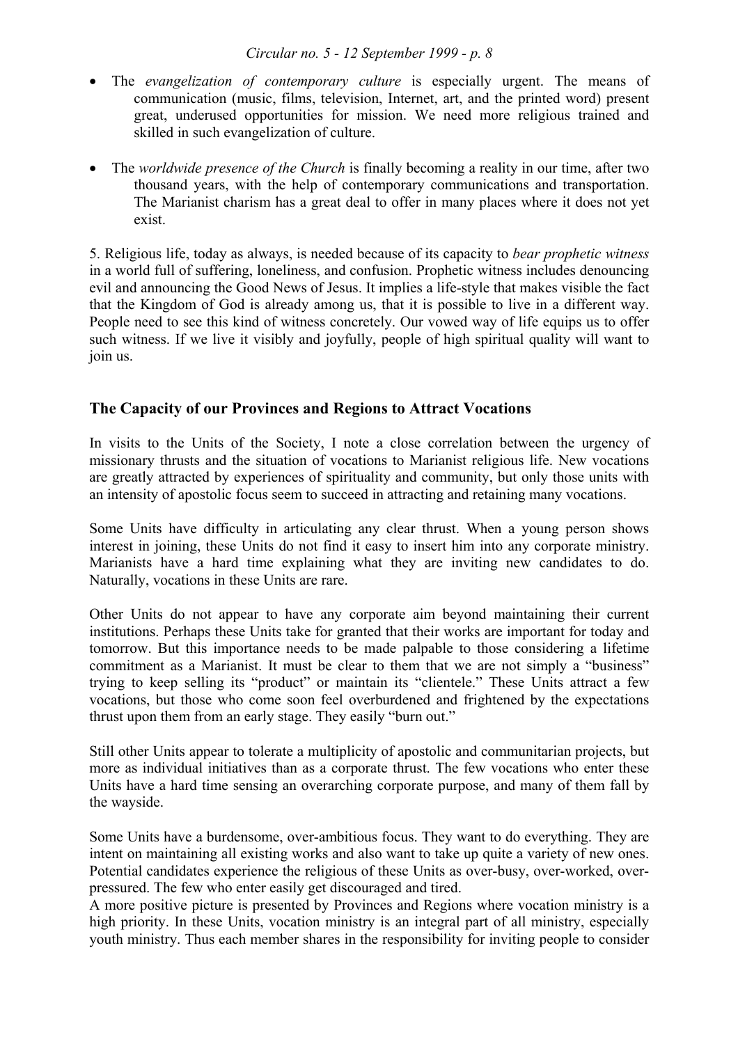- The *evangelization of contemporary culture* is especially urgent. The means of communication (music, films, television, Internet, art, and the printed word) present great, underused opportunities for mission. We need more religious trained and skilled in such evangelization of culture.

- The *worldwide presence of the Church* is finally becoming a reality in our time, after two thousand years, with the help of contemporary communications and transportation. The Marianist charism has a great deal to offer in many places where it does not yet exist.

5. Religious life, today as always, is needed because of its capacity to *bear prophetic witness* in a world full of suffering, loneliness, and confusion. Prophetic witness includes denouncing evil and announcing the Good News of Jesus. It implies a life-style that makes visible the fact that the Kingdom of God is already among us, that it is possible to live in a different way. People need to see this kind of witness concretely. Our vowed way of life equips us to offer such witness. If we live it visibly and joyfully, people of high spiritual quality will want to join us.

## The Capacity of our Provinces and Regions to Attract Vocations

In visits to the Units of the Society, I note a close correlation between the urgency of missionary thrusts and the situation of vocations to Marianist religious life. New vocations are greatly attracted by experiences of spirituality and community, but only those units with an intensity of apostolic focus seem to succeed in attracting and retaining many vocations.

Some Units have difficulty in articulating any clear thrust. When a young person shows interest in joining, these Units do not find it easy to insert him into any corporate ministry. Marianists have a hard time explaining what they are inviting new candidates to do. Naturally, vocations in these Units are rare.

Other Units do not appear to have any corporate aim beyond maintaining their current institutions. Perhaps these Units take for granted that their works are important for today and tomorrow. But this importance needs to be made palpable to those considering a lifetime commitment as a Marianist. It must be clear to them that we are not simply a "business" trying to keep selling its "product" or maintain its "clientele." These Units attract a few vocations, but those who come soon feel overburdened and frightened by the expectations thrust upon them from an early stage. They easily "burn out."

Still other Units appear to tolerate a multiplicity of apostolic and communitarian projects, but more as individual initiatives than as a corporate thrust. The few vocations who enter these Units have a hard time sensing an overarching corporate purpose, and many of them fall by the wayside.

Some Units have a burdensome, over-ambitious focus. They want to do everything. They are intent on maintaining all existing works and also want to take up quite a variety of new ones. Potential candidates experience the religious of these Units as over-busy, over-worked, over-pressured. The few who enter easily get discouraged and tired.

A more positive picture is presented by Provinces and Regions where vocation ministry is a high priority. In these Units, vocation ministry is an integral part of all ministry, especially youth ministry. Thus each member shares in the responsibility for inviting people to consider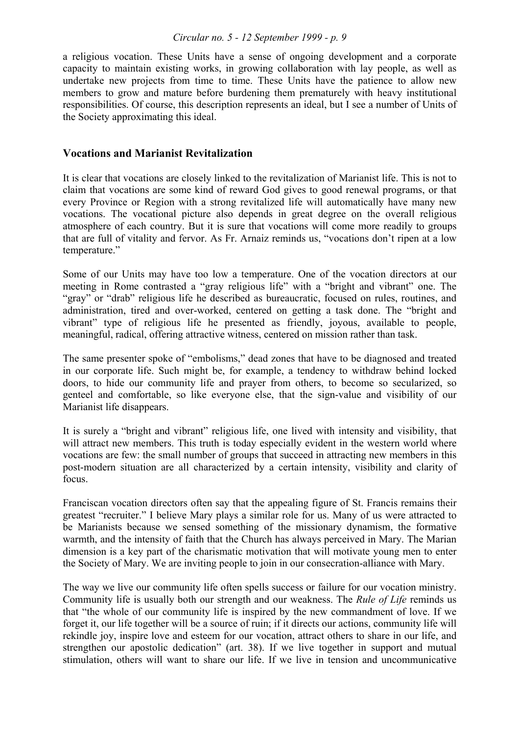a religious vocation. These Units have a sense of ongoing development and a corporate capacity to maintain existing works, in growing collaboration with lay people, as well as undertake new projects from time to time. These Units have the patience to allow new members to grow and mature before burdening them prematurely with heavy institutional responsibilities. Of course, this description represents an ideal, but I see a number of Units of the Society approximating this ideal.

## Vocations and Marianist Revitalization

It is clear that vocations are closely linked to the revitalization of Marianist life. This is not to claim that vocations are some kind of reward God gives to good renewal programs, or that every Province or Region with a strong revitalized life will automatically have many new vocations. The vocational picture also depends in great degree on the overall religious atmosphere of each country. But it is sure that vocations will come more readily to groups that are full of vitality and fervor. As Fr. Arnaiz reminds us, "vocations don't ripen at a low temperature."

Some of our Units may have too low a temperature. One of the vocation directors at our meeting in Rome contrasted a "gray religious life" with a "bright and vibrant" one. The "gray" or "drab" religious life he described as bureaucratic, focused on rules, routines, and administration, tired and over-worked, centered on getting a task done. The "bright and vibrant" type of religious life he presented as friendly, joyous, available to people, meaningful, radical, offering attractive witness, centered on mission rather than task.

The same presenter spoke of "embolisms," dead zones that have to be diagnosed and treated in our corporate life. Such might be, for example, a tendency to withdraw behind locked doors, to hide our community life and prayer from others, to become so secularized, so genteel and comfortable, so like everyone else, that the sign-value and visibility of our Marianist life disappears.

It is surely a "bright and vibrant" religious life, one lived with intensity and visibility, that will attract new members. This truth is today especially evident in the western world where vocations are few: the small number of groups that succeed in attracting new members in this post-modern situation are all characterized by a certain intensity, visibility and clarity of focus.

Franciscan vocation directors often say that the appealing figure of St. Francis remains their greatest "recruiter." I believe Mary plays a similar role for us. Many of us were attracted to be Marianists because we sensed something of the missionary dynamism, the formative warmth, and the intensity of faith that the Church has always perceived in Mary. The Marian dimension is a key part of the charismatic motivation that will motivate young men to enter the Society of Mary. We are inviting people to join in our consecration-alliance with Mary.

The way we live our community life often spells success or failure for our vocation ministry. Community life is usually both our strength and our weakness. The *Rule of Life* reminds us that "the whole of our community life is inspired by the new commandment of love. If we forget it, our life together will be a source of ruin; if it directs our actions, community life will rekindle joy, inspire love and esteem for our vocation, attract others to share in our life, and strengthen our apostolic dedication" (art. 38). If we live together in support and mutual stimulation, others will want to share our life. If we live in tension and uncommunicative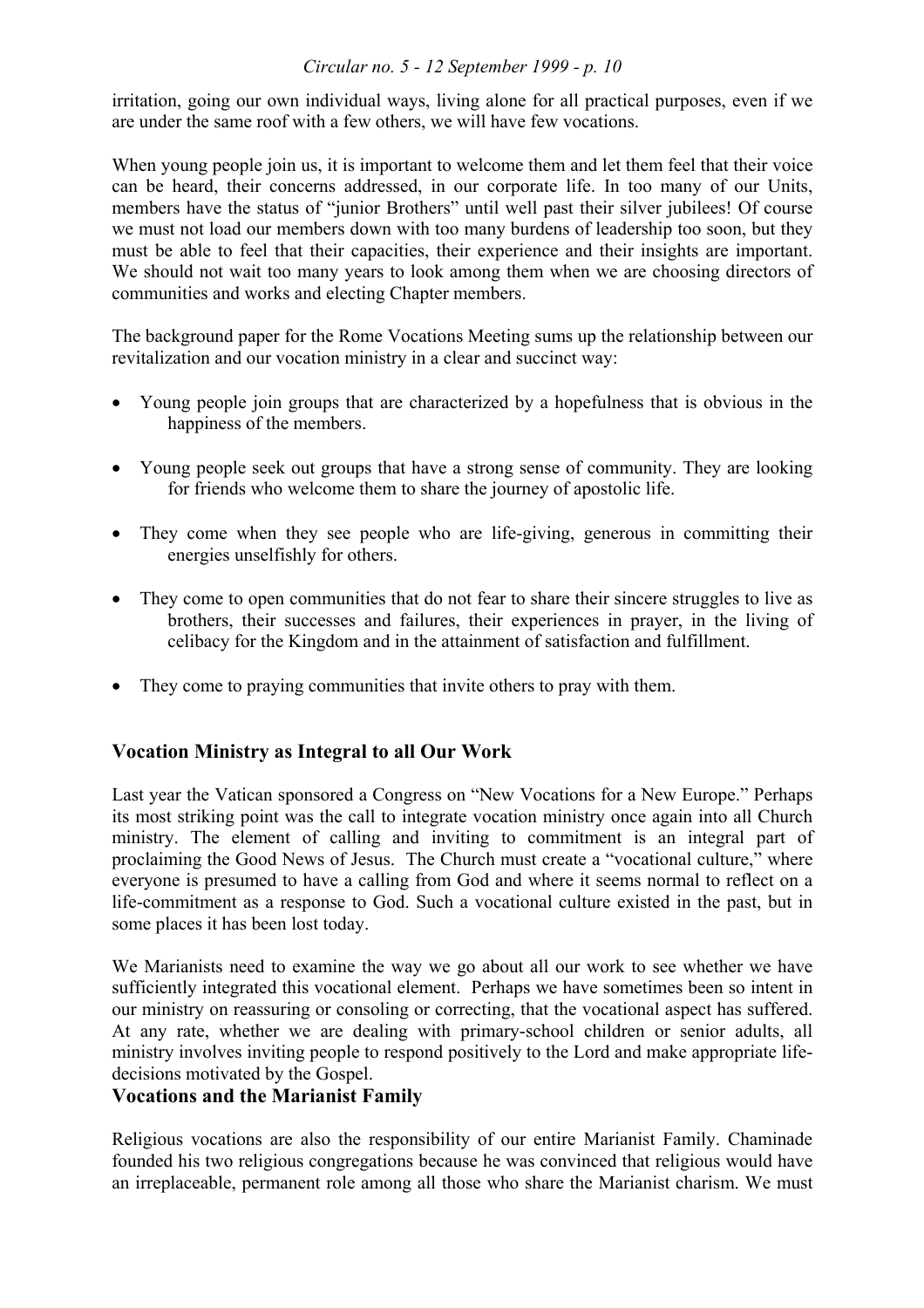irritation, going our own individual ways, living alone for all practical purposes, even if we are under the same roof with a few others, we will have few vocations.

When young people join us, it is important to welcome them and let them feel that their voice can be heard, their concerns addressed, in our corporate life. In too many of our Units, members have the status of "junior Brothers" until well past their silver jubilees! Of course we must not load our members down with too many burdens of leadership too soon, but they must be able to feel that their capacities, their experience and their insights are important. We should not wait too many years to look among them when we are choosing directors of communities and works and electing Chapter members.

The background paper for the Rome Vocations Meeting sums up the relationship between our revitalization and our vocation ministry in a clear and succinct way:

- Young people join groups that are characterized by a hopefulness that is obvious in the happiness of the members.
- Young people seek out groups that have a strong sense of community. They are looking for friends who welcome them to share the journey of apostolic life.
- They come when they see people who are life-giving, generous in committing their energies unselfishly for others.
- They come to open communities that do not fear to share their sincere struggles to live as brothers, their successes and failures, their experiences in prayer, in the living of celibacy for the Kingdom and in the attainment of satisfaction and fulfillment.
- They come to praying communities that invite others to pray with them.

## Vocation Ministry as Integral to all Our Work

Last year the Vatican sponsored a Congress on "New Vocations for a New Europe." Perhaps its most striking point was the call to integrate vocation ministry once again into all Church ministry. The element of calling and inviting to commitment is an integral part of proclaiming the Good News of Jesus. The Church must create a "vocational culture," where everyone is presumed to have a calling from God and where it seems normal to reflect on a life-commitment as a response to God. Such a vocational culture existed in the past, but in some places it has been lost today.

We Marianists need to examine the way we go about all our work to see whether we have sufficiently integrated this vocational element. Perhaps we have sometimes been so intent in our ministry on reassuring or consoling or correcting, that the vocational aspect has suffered. At any rate, whether we are dealing with primary-school children or senior adults, all ministry involves inviting people to respond positively to the Lord and make appropriate life-decisions motivated by the Gospel.

## Vocations and the Marianist Family

Religious vocations are also the responsibility of our entire Marianist Family. Chaminade founded his two religious congregations because he was convinced that religious would have an irreplaceable, permanent role among all those who share the Marianist charism. We must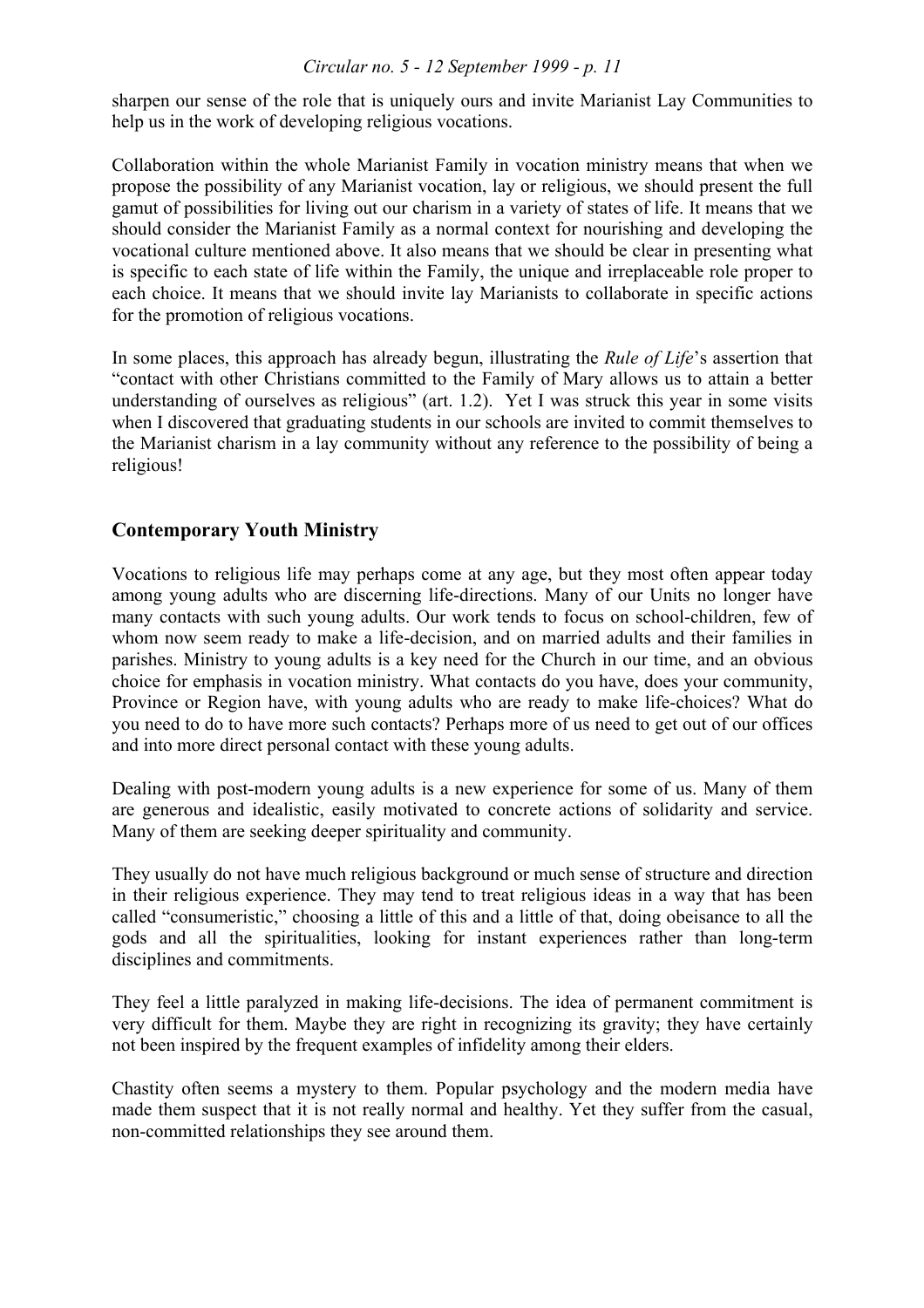sharpen our sense of the role that is uniquely ours and invite Marianist Lay Communities to help us in the work of developing religious vocations.

Collaboration within the whole Marianist Family in vocation ministry means that when we propose the possibility of any Marianist vocation, lay or religious, we should present the full gamut of possibilities for living out our charism in a variety of states of life. It means that we should consider the Marianist Family as a normal context for nourishing and developing the vocational culture mentioned above. It also means that we should be clear in presenting what is specific to each state of life within the Family, the unique and irreplaceable role proper to each choice. It means that we should invite lay Marianists to collaborate in specific actions for the promotion of religious vocations.

In some places, this approach has already begun, illustrating the *Rule of Life*'s assertion that "contact with other Christians committed to the Family of Mary allows us to attain a better understanding of ourselves as religious" (art. 1.2). Yet I was struck this year in some visits when I discovered that graduating students in our schools are invited to commit themselves to the Marianist charism in a lay community without any reference to the possibility of being a religious!

## Contemporary Youth Ministry

Vocations to religious life may perhaps come at any age, but they most often appear today among young adults who are discerning life-directions. Many of our Units no longer have many contacts with such young adults. Our work tends to focus on school-children, few of whom now seem ready to make a life-decision, and on married adults and their families in parishes. Ministry to young adults is a key need for the Church in our time, and an obvious choice for emphasis in vocation ministry. What contacts do you have, does your community, Province or Region have, with young adults who are ready to make life-choices? What do you need to do to have more such contacts? Perhaps more of us need to get out of our offices and into more direct personal contact with these young adults.

Dealing with post-modern young adults is a new experience for some of us. Many of them are generous and idealistic, easily motivated to concrete actions of solidarity and service. Many of them are seeking deeper spirituality and community.

They usually do not have much religious background or much sense of structure and direction in their religious experience. They may tend to treat religious ideas in a way that has been called "consumeristic," choosing a little of this and a little of that, doing obeisance to all the gods and all the spiritualities, looking for instant experiences rather than long-term disciplines and commitments.

They feel a little paralyzed in making life-decisions. The idea of permanent commitment is very difficult for them. Maybe they are right in recognizing its gravity; they have certainly not been inspired by the frequent examples of infidelity among their elders.

Chastity often seems a mystery to them. Popular psychology and the modern media have made them suspect that it is not really normal and healthy. Yet they suffer from the casual, non-committed relationships they see around them.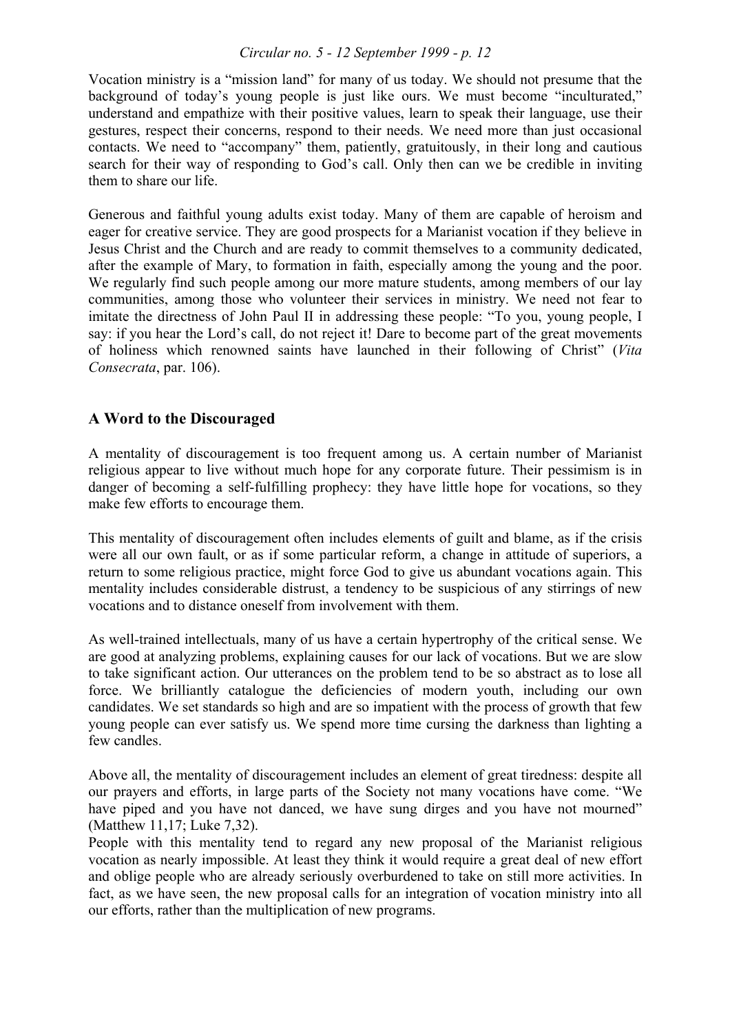Vocation ministry is a "mission land" for many of us today. We should not presume that the background of today's young people is just like ours. We must become "inculturated," understand and empathize with their positive values, learn to speak their language, use their gestures, respect their concerns, respond to their needs. We need more than just occasional contacts. We need to "accompany" them, patiently, gratuitously, in their long and cautious search for their way of responding to God's call. Only then can we be credible in inviting them to share our life.

Generous and faithful young adults exist today. Many of them are capable of heroism and eager for creative service. They are good prospects for a Marianist vocation if they believe in Jesus Christ and the Church and are ready to commit themselves to a community dedicated, after the example of Mary, to formation in faith, especially among the young and the poor. We regularly find such people among our more mature students, among members of our lay communities, among those who volunteer their services in ministry. We need not fear to imitate the directness of John Paul II in addressing these people: "To you, young people, I say: if you hear the Lord's call, do not reject it! Dare to become part of the great movements of holiness which renowned saints have launched in their following of Christ" (*Vita Consecrata*, par. 106).

## A Word to the Discouraged

A mentality of discouragement is too frequent among us. A certain number of Marianist religious appear to live without much hope for any corporate future. Their pessimism is in danger of becoming a self-fulfilling prophecy: they have little hope for vocations, so they make few efforts to encourage them.

This mentality of discouragement often includes elements of guilt and blame, as if the crisis were all our own fault, or as if some particular reform, a change in attitude of superiors, a return to some religious practice, might force God to give us abundant vocations again. This mentality includes considerable distrust, a tendency to be suspicious of any stirrings of new vocations and to distance oneself from involvement with them.

As well-trained intellectuals, many of us have a certain hypertrophy of the critical sense. We are good at analyzing problems, explaining causes for our lack of vocations. But we are slow to take significant action. Our utterances on the problem tend to be so abstract as to lose all force. We brilliantly catalogue the deficiencies of modern youth, including our own candidates. We set standards so high and are so impatient with the process of growth that few young people can ever satisfy us. We spend more time cursing the darkness than lighting a few candles.

Above all, the mentality of discouragement includes an element of great tiredness: despite all our prayers and efforts, in large parts of the Society not many vocations have come. "We have piped and you have not danced, we have sung dirges and you have not mourned" (Matthew 11,17; Luke 7,32).

People with this mentality tend to regard any new proposal of the Marianist religious vocation as nearly impossible. At least they think it would require a great deal of new effort and oblige people who are already seriously overburdened to take on still more activities. In fact, as we have seen, the new proposal calls for an integration of vocation ministry into all our efforts, rather than the multiplication of new programs.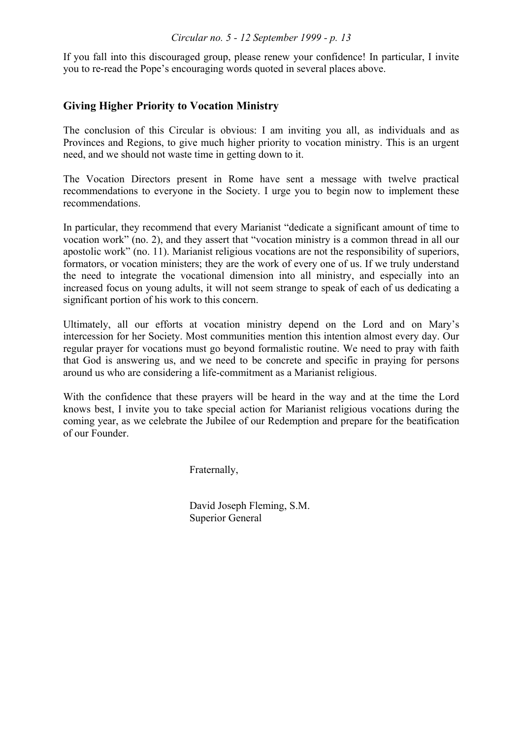If you fall into this discouraged group, please renew your confidence! In particular, I invite you to re-read the Pope's encouraging words quoted in several places above.

## Giving Higher Priority to Vocation Ministry

The conclusion of this Circular is obvious: I am inviting you all, as individuals and as Provinces and Regions, to give much higher priority to vocation ministry. This is an urgent need, and we should not waste time in getting down to it.

The Vocation Directors present in Rome have sent a message with twelve practical recommendations to everyone in the Society. I urge you to begin now to implement these recommendations.

In particular, they recommend that every Marianist "dedicate a significant amount of time to vocation work" (no. 2), and they assert that "vocation ministry is a common thread in all our apostolic work" (no. 11). Marianist religious vocations are not the responsibility of superiors, formators, or vocation ministers; they are the work of every one of us. If we truly understand the need to integrate the vocational dimension into all ministry, and especially into an increased focus on young adults, it will not seem strange to speak of each of us dedicating a significant portion of his work to this concern.

Ultimately, all our efforts at vocation ministry depend on the Lord and on Mary's intercession for her Society. Most communities mention this intention almost every day. Our regular prayer for vocations must go beyond formalistic routine. We need to pray with faith that God is answering us, and we need to be concrete and specific in praying for persons around us who are considering a life-commitment as a Marianist religious.

With the confidence that these prayers will be heard in the way and at the time the Lord knows best, I invite you to take special action for Marianist religious vocations during the coming year, as we celebrate the Jubilee of our Redemption and prepare for the beatification of our Founder.

Fraternally,

David Joseph Fleming, S.M.
Superior General